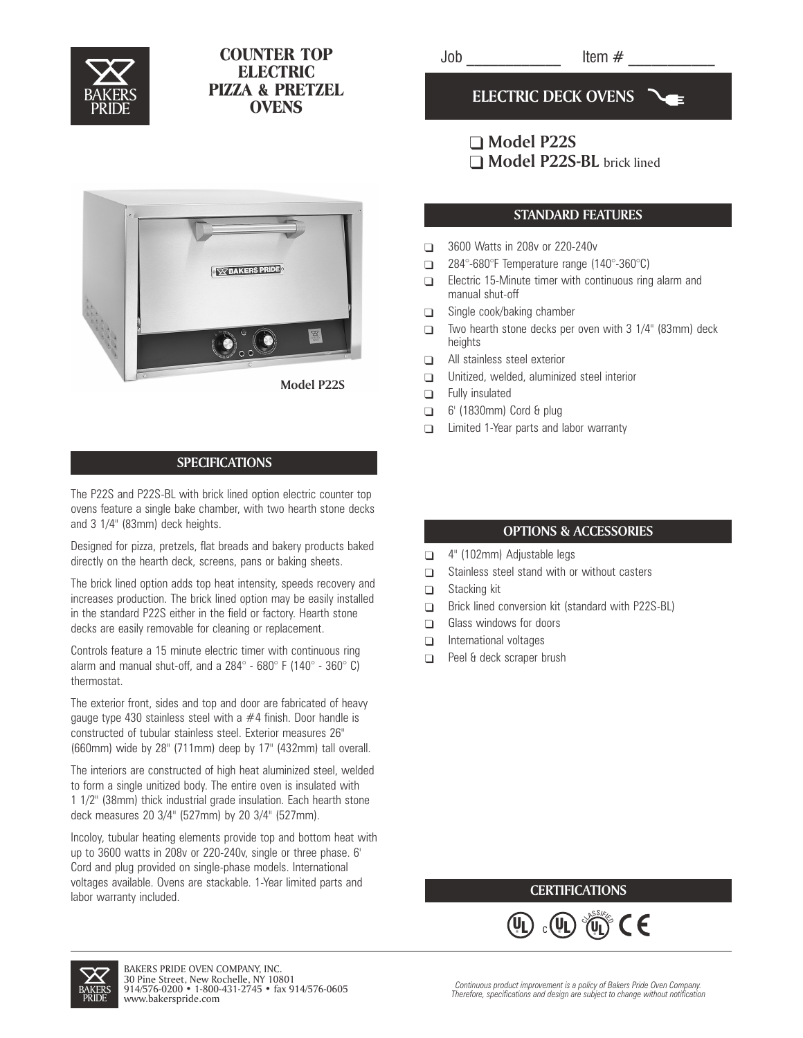# COUNTER TOP ELECTRIC PIZZA & PRETZEL OVENS

Job ___________ Item # ___________

## ELECTRIC DECK OVENS

- ❑ **Model P22S**
- ❑ **Model P22S-BL** brick lined

Model P22S

## STANDARD FEATURES

- 3600 Watts in 208v or 220-240v
- 284°-680°F Temperature range (140°-360°C)
- Electric 15-Minute timer with continuous ring alarm and manual shut-off
- Single cook/baking chamber
- Two hearth stone decks per oven with 3 1/4" (83mm) deck heights
- All stainless steel exterior
- Unitized, welded, aluminized steel interior
- Fully insulated
- 6' (1830mm) Cord & plug
- Limited 1-Year parts and labor warranty

## SPECIFICATIONS

The P22S and P22S-BL with brick lined option electric counter top ovens feature a single bake chamber, with two hearth stone decks and 3 1/4" (83mm) deck heights.

Designed for pizza, pretzels, flat breads and bakery products baked directly on the hearth deck, screens, pans or baking sheets.

The brick lined option adds top heat intensity, speeds recovery and increases production. The brick lined option may be easily installed in the standard P22S either in the field or factory. Hearth stone decks are easily removable for cleaning or replacement.

Controls feature a 15 minute electric timer with continuous ring alarm and manual shut-off, and a 284° - 680° F (140° - 360° C) thermostat.

The exterior front, sides and top and door are fabricated of heavy gauge type 430 stainless steel with a #4 finish. Door handle is constructed of tubular stainless steel. Exterior measures 26" (660mm) wide by 28" (711mm) deep by 17" (432mm) tall overall.

The interiors are constructed of high heat aluminized steel, welded to form a single unitized body. The entire oven is insulated with 1 1/2" (38mm) thick industrial grade insulation. Each hearth stone deck measures 20 3/4" (527mm) by 20 3/4" (527mm).

Incoloy, tubular heating elements provide top and bottom heat with up to 3600 watts in 208v or 220-240v, single or three phase. 6' Cord and plug provided on single-phase models. International voltages available. Ovens are stackable. 1-Year limited parts and labor warranty included.

## OPTIONS & ACCESSORIES

- 4" (102mm) Adjustable legs
- Stainless steel stand with or without casters
- Stacking kit
- Brick lined conversion kit (standard with P22S-BL)
- Glass windows for doors
- International voltages
- Peel & deck scraper brush

## CERTIFICATIONS

UL, cUL, UL Classified, CE

BAKERS PRIDE OVEN COMPANY, INC.
30 Pine Street, New Rochelle, NY 10801
914/576-0200 • 1-800-431-2745 • fax 914/576-0605
www.bakerspride.com

*Continuous product improvement is a policy of Bakers Pride Oven Company. Therefore, specifications and design are subject to change without notification*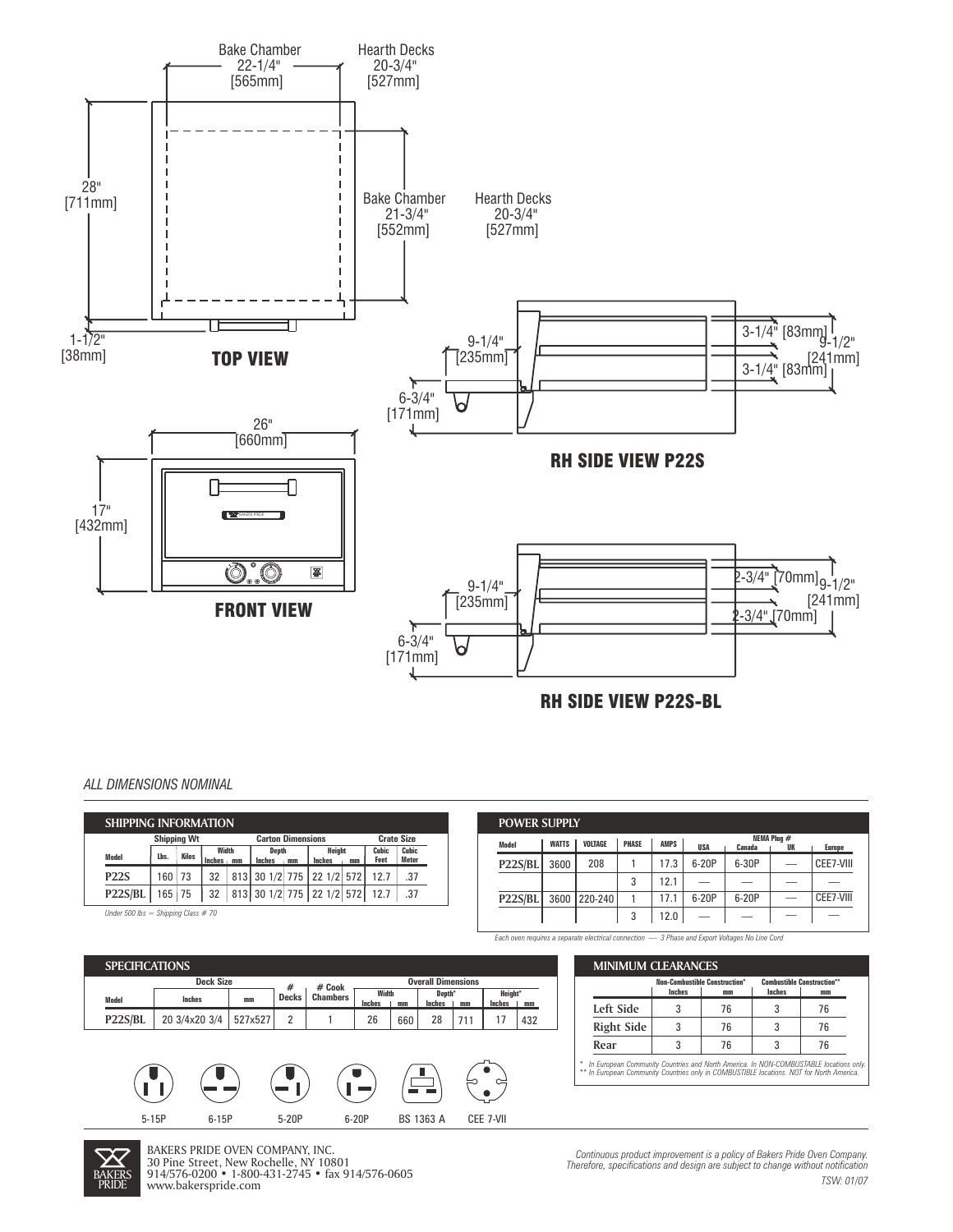Bake Chamber
22-1/4"
[565mm]

Hearth Decks
20-3/4"
[527mm]

28"
[711mm]

Bake Chamber
21-3/4"
[552mm]

Hearth Decks
20-3/4"
[527mm]

1-1/2"
[38mm]

**TOP VIEW**

26"
[660mm]

17"
[432mm]

**FRONT VIEW**

9-1/4"
[235mm]

6-3/4"
[171mm]

3-1/4" [83mm]
9-1/2"
[241mm]
3-1/4" [83mm]

**RH SIDE VIEW P22S**

9-1/4"
[235mm]

6-3/4"
[171mm]

2-3/4" [70mm]
9-1/2"
[241mm]
2-3/4" [70mm]

**RH SIDE VIEW P22S-BL**

*ALL DIMENSIONS NOMINAL*

## SHIPPING INFORMATION

| Model | Shipping Wt | | Carton Dimensions | | | | | | Crate Size | |
|---|---|---|---|---|---|---|---|---|---|---|
| | Lbs. | Kilos | Width Inches | Width mm | Depth Inches | Depth mm | Height Inches | Height mm | Cubic Feet | Cubic Meter |
| **P22S** | 160 | 73 | 32 | 813 | 30 1/2 | 775 | 22 1/2 | 572 | 12.7 | .37 |
| **P22S/BL** | 165 | 75 | 32 | 813 | 30 1/2 | 775 | 22 1/2 | 572 | 12.7 | .37 |

*Under 500 lbs = Shipping Class # 70*

## POWER SUPPLY

| Model | WATTS | VOLTAGE | PHASE | AMPS | NEMA Plug # USA | Canada | UK | Europe |
|---|---|---|---|---|---|---|---|---|
| **P22S/BL** | 3600 | 208 | 1 | 17.3 | 6-20P | 6-30P | — | CEE7-VIII |
| | | | 3 | 12.1 | — | — | — | — |
| **P22S/BL** | 3600 | 220-240 | 1 | 17.1 | 6-20P | 6-20P | — | CEE7-VIII |
| | | | 3 | 12.0 | — | — | — | — |

*Each oven requires a separate electrical connection — 3 Phase and Export Voltages No Line Cord*

## SPECIFICATIONS

| Model | Deck Size Inches | Deck Size mm | # Decks | # Cook Chambers | Width Inches | Width mm | Depth* Inches | Depth* mm | Height* Inches | Height* mm |
|---|---|---|---|---|---|---|---|---|---|---|
| **P22S/BL** | 20 3/4x20 3/4 | 527x527 | 2 | 1 | 26 | 660 | 28 | 711 | 17 | 432 |

5-15P 6-15P 5-20P 6-20P BS 1363 A CEE 7-VII

## MINIMUM CLEARANCES

| | Non-Combustible Construction* Inches | Non-Combustible Construction* mm | Combustible Construction** Inches | Combustible Construction** mm |
|---|---|---|---|---|
| **Left Side** | 3 | 76 | 3 | 76 |
| **Right Side** | 3 | 76 | 3 | 76 |
| **Rear** | 3 | 76 | 3 | 76 |

\* *In European Community Countries and North America. In NON-COMBUSTABLE locations only.*
\*\* *In European Community Countries only in COMBUSTIBLE locations. NOT for North America.*

BAKERS PRIDE OVEN COMPANY, INC.
30 Pine Street, New Rochelle, NY 10801
914/576-0200 • 1-800-431-2745 • fax 914/576-0605
www.bakerspride.com

*Continuous product improvement is a policy of Bakers Pride Oven Company. Therefore, specifications and design are subject to change without notification*

*TSW: 01/07*